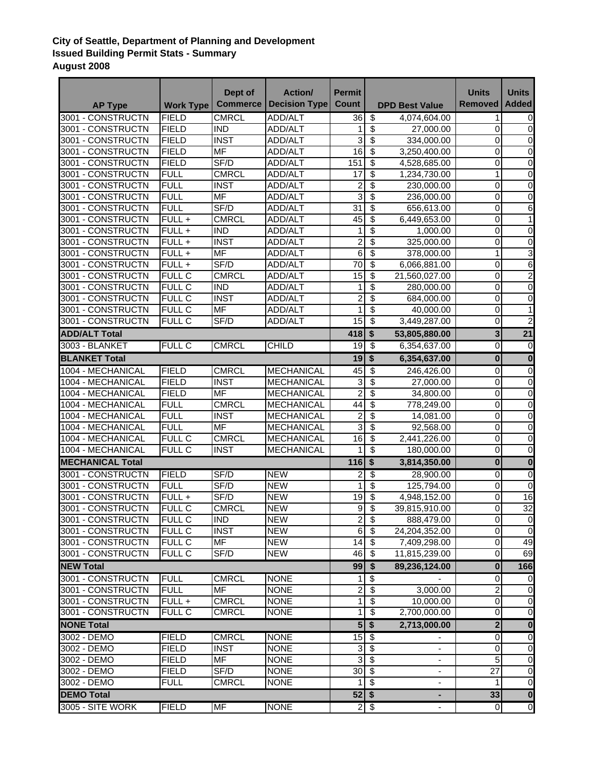**City of Seattle, Department of Planning and Development**
**Issued Building Permit Stats - Summary**
**August 2008**

| AP Type | Work Type | Dept of Commerce | Action/ Decision Type | Permit Count | DPD Best Value | Units Removed | Units Added |
|---|---|---|---|---|---|---|---|
| 3001 - CONSTRUCTN | FIELD | CMRCL | ADD/ALT | 36 | $ 4,074,604.00 | 1 | 0 |
| 3001 - CONSTRUCTN | FIELD | IND | ADD/ALT | 1 | $ 27,000.00 | 0 | 0 |
| 3001 - CONSTRUCTN | FIELD | INST | ADD/ALT | 3 | $ 334,000.00 | 0 | 0 |
| 3001 - CONSTRUCTN | FIELD | MF | ADD/ALT | 16 | $ 3,250,400.00 | 0 | 0 |
| 3001 - CONSTRUCTN | FIELD | SF/D | ADD/ALT | 151 | $ 4,528,685.00 | 0 | 0 |
| 3001 - CONSTRUCTN | FULL | CMRCL | ADD/ALT | 17 | $ 1,234,730.00 | 1 | 0 |
| 3001 - CONSTRUCTN | FULL | INST | ADD/ALT | 2 | $ 230,000.00 | 0 | 0 |
| 3001 - CONSTRUCTN | FULL | MF | ADD/ALT | 3 | $ 236,000.00 | 0 | 0 |
| 3001 - CONSTRUCTN | FULL | SF/D | ADD/ALT | 31 | $ 656,613.00 | 0 | 6 |
| 3001 - CONSTRUCTN | FULL + | CMRCL | ADD/ALT | 45 | $ 6,449,653.00 | 0 | 1 |
| 3001 - CONSTRUCTN | FULL + | IND | ADD/ALT | 1 | $ 1,000.00 | 0 | 0 |
| 3001 - CONSTRUCTN | FULL + | INST | ADD/ALT | 2 | $ 325,000.00 | 0 | 0 |
| 3001 - CONSTRUCTN | FULL + | MF | ADD/ALT | 6 | $ 378,000.00 | 1 | 3 |
| 3001 - CONSTRUCTN | FULL + | SF/D | ADD/ALT | 70 | $ 6,066,881.00 | 0 | 6 |
| 3001 - CONSTRUCTN | FULL C | CMRCL | ADD/ALT | 15 | $ 21,560,027.00 | 0 | 2 |
| 3001 - CONSTRUCTN | FULL C | IND | ADD/ALT | 1 | $ 280,000.00 | 0 | 0 |
| 3001 - CONSTRUCTN | FULL C | INST | ADD/ALT | 2 | $ 684,000.00 | 0 | 0 |
| 3001 - CONSTRUCTN | FULL C | MF | ADD/ALT | 1 | $ 40,000.00 | 0 | 1 |
| 3001 - CONSTRUCTN | FULL C | SF/D | ADD/ALT | 15 | $ 3,449,287.00 | 0 | 2 |
| **ADD/ALT Total** | | | | **418** | **$ 53,805,880.00** | **3** | **21** |
| 3003 - BLANKET | FULL C | CMRCL | CHILD | 19 | $ 6,354,637.00 | 0 | 0 |
| **BLANKET Total** | | | | **19** | **$ 6,354,637.00** | **0** | **0** |
| 1004 - MECHANICAL | FIELD | CMRCL | MECHANICAL | 45 | $ 246,426.00 | 0 | 0 |
| 1004 - MECHANICAL | FIELD | INST | MECHANICAL | 3 | $ 27,000.00 | 0 | 0 |
| 1004 - MECHANICAL | FIELD | MF | MECHANICAL | 2 | $ 34,800.00 | 0 | 0 |
| 1004 - MECHANICAL | FULL | CMRCL | MECHANICAL | 44 | $ 778,249.00 | 0 | 0 |
| 1004 - MECHANICAL | FULL | INST | MECHANICAL | 2 | $ 14,081.00 | 0 | 0 |
| 1004 - MECHANICAL | FULL | MF | MECHANICAL | 3 | $ 92,568.00 | 0 | 0 |
| 1004 - MECHANICAL | FULL C | CMRCL | MECHANICAL | 16 | $ 2,441,226.00 | 0 | 0 |
| 1004 - MECHANICAL | FULL C | INST | MECHANICAL | 1 | $ 180,000.00 | 0 | 0 |
| **MECHANICAL Total** | | | | **116** | **$ 3,814,350.00** | **0** | **0** |
| 3001 - CONSTRUCTN | FIELD | SF/D | NEW | 2 | $ 28,900.00 | 0 | 0 |
| 3001 - CONSTRUCTN | FULL | SF/D | NEW | 1 | $ 125,794.00 | 0 | 0 |
| 3001 - CONSTRUCTN | FULL + | SF/D | NEW | 19 | $ 4,948,152.00 | 0 | 16 |
| 3001 - CONSTRUCTN | FULL C | CMRCL | NEW | 9 | $ 39,815,910.00 | 0 | 32 |
| 3001 - CONSTRUCTN | FULL C | IND | NEW | 2 | $ 888,479.00 | 0 | 0 |
| 3001 - CONSTRUCTN | FULL C | INST | NEW | 6 | $ 24,204,352.00 | 0 | 0 |
| 3001 - CONSTRUCTN | FULL C | MF | NEW | 14 | $ 7,409,298.00 | 0 | 49 |
| 3001 - CONSTRUCTN | FULL C | SF/D | NEW | 46 | $ 11,815,239.00 | 0 | 69 |
| **NEW Total** | | | | **99** | **$ 89,236,124.00** | **0** | **166** |
| 3001 - CONSTRUCTN | FULL | CMRCL | NONE | 1 | $ - | 0 | 0 |
| 3001 - CONSTRUCTN | FULL | MF | NONE | 2 | $ 3,000.00 | 2 | 0 |
| 3001 - CONSTRUCTN | FULL + | CMRCL | NONE | 1 | $ 10,000.00 | 0 | 0 |
| 3001 - CONSTRUCTN | FULL C | CMRCL | NONE | 1 | $ 2,700,000.00 | 0 | 0 |
| **NONE Total** | | | | **5** | **$ 2,713,000.00** | **2** | **0** |
| 3002 - DEMO | FIELD | CMRCL | NONE | 15 | $ - | 0 | 0 |
| 3002 - DEMO | FIELD | INST | NONE | 3 | $ - | 0 | 0 |
| 3002 - DEMO | FIELD | MF | NONE | 3 | $ - | 5 | 0 |
| 3002 - DEMO | FIELD | SF/D | NONE | 30 | $ - | 27 | 0 |
| 3002 - DEMO | FULL | CMRCL | NONE | 1 | $ - | 1 | 0 |
| **DEMO Total** | | | | **52** | **$ -** | **33** | **0** |
| 3005 - SITE WORK | FIELD | MF | NONE | 2 | $ - | 0 | 0 |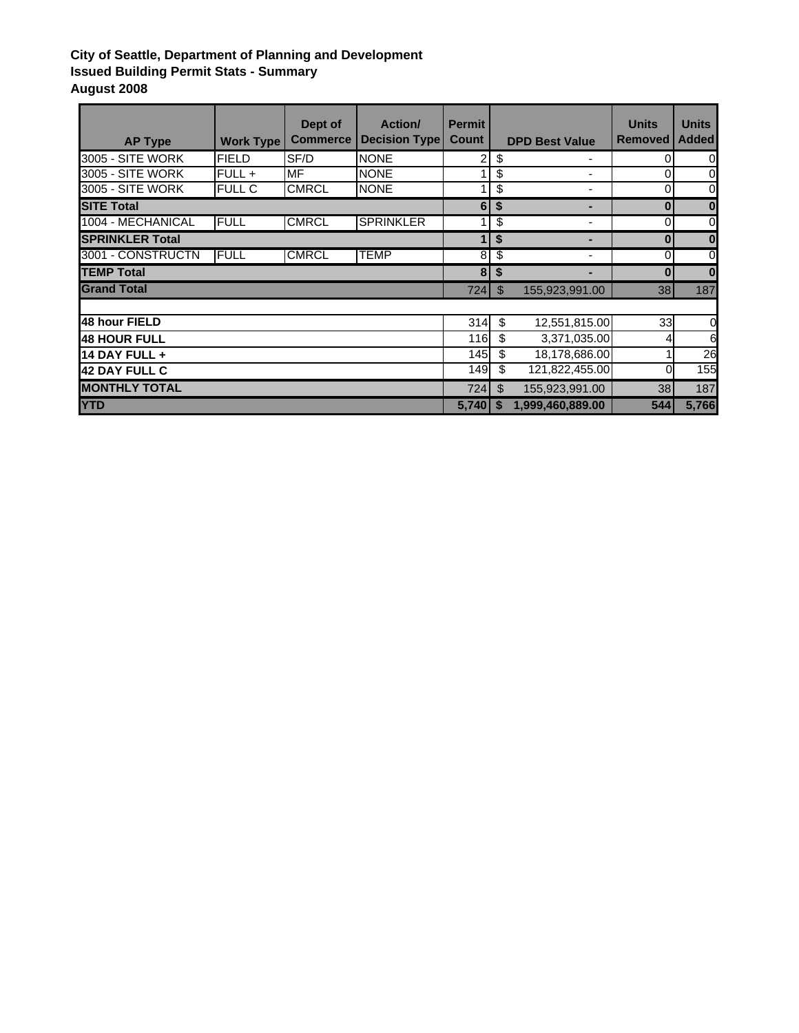**City of Seattle, Department of Planning and Development**
**Issued Building Permit Stats - Summary**
**August 2008**

| AP Type | Work Type | Dept of Commerce | Action/ Decision Type | Permit Count | DPD Best Value | Units Removed | Units Added |
|---|---|---|---|---|---|---|---|
| 3005 - SITE WORK | FIELD | SF/D | NONE | 2 | $ - | 0 | 0 |
| 3005 - SITE WORK | FULL + | MF | NONE | 1 | $ - | 0 | 0 |
| 3005 - SITE WORK | FULL C | CMRCL | NONE | 1 | $ - | 0 | 0 |
| **SITE Total** | | | | **6** | **$ -** | **0** | **0** |
| 1004 - MECHANICAL | FULL | CMRCL | SPRINKLER | 1 | $ - | 0 | 0 |
| **SPRINKLER Total** | | | | **1** | **$ -** | **0** | **0** |
| 3001 - CONSTRUCTN | FULL | CMRCL | TEMP | 8 | $ - | 0 | 0 |
| **TEMP Total** | | | | **8** | **$ -** | **0** | **0** |
| **Grand Total** | | | | 724 | $ 155,923,991.00 | 38 | 187 |
| | | | | | | | |
| **48 hour FIELD** | | | | 314 | $ 12,551,815.00 | 33 | 0 |
| **48 HOUR FULL** | | | | 116 | $ 3,371,035.00 | 4 | 6 |
| **14 DAY FULL +** | | | | 145 | $ 18,178,686.00 | 1 | 26 |
| **42 DAY FULL C** | | | | 149 | $ 121,822,455.00 | 0 | 155 |
| **MONTHLY TOTAL** | | | | 724 | $ 155,923,991.00 | 38 | 187 |
| **YTD** | | | | **5,740** | **$ 1,999,460,889.00** | **544** | **5,766** |